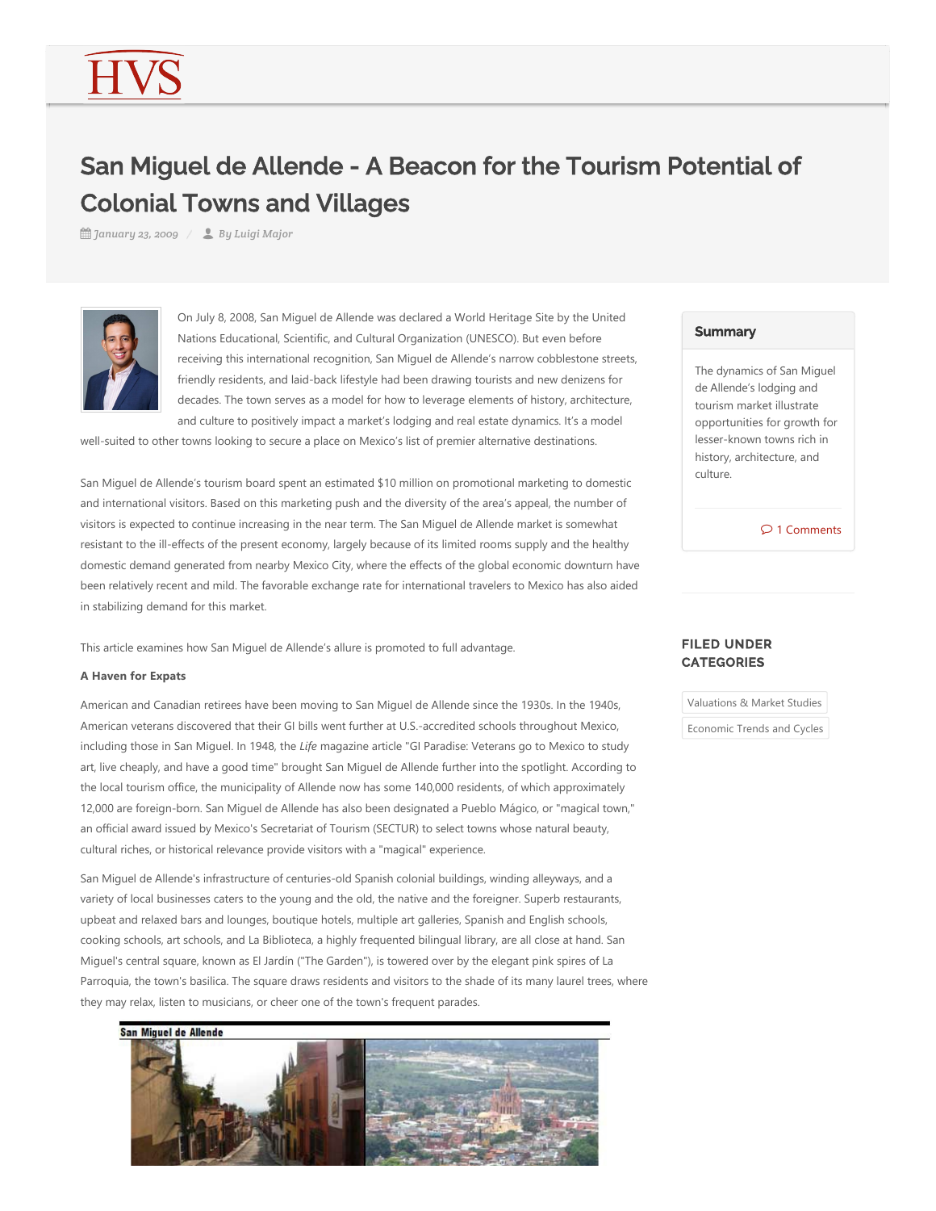# San Miguel de Allende - A Beacon for the Tourism Potential of Colonial Towns and Villages

*January 23, 2009 / By Luigi Major*

On July 8, 2008, San Miguel de Allende was declared a World Heritage Site by the United Nations Educational, Scientific, and Cultural Organization (UNESCO). But even before receiving this international recognition, San Miguel de Allende's narrow cobblestone streets, friendly residents, and laid-back lifestyle had been drawing tourists and new denizens for decades. The town serves as a model for how to leverage elements of history, architecture, and culture to positively impact a market's lodging and real estate dynamics. It's a model well-suited to other towns looking to secure a place on Mexico's list of premier alternative destinations.

San Miguel de Allende's tourism board spent an estimated $10 million on promotional marketing to domestic and international visitors. Based on this marketing push and the diversity of the area's appeal, the number of visitors is expected to continue increasing in the near term. The San Miguel de Allende market is somewhat resistant to the ill-effects of the present economy, largely because of its limited rooms supply and the healthy domestic demand generated from nearby Mexico City, where the effects of the global economic downturn have been relatively recent and mild. The favorable exchange rate for international travelers to Mexico has also aided in stabilizing demand for this market.

This article examines how San Miguel de Allende's allure is promoted to full advantage.

**A Haven for Expats**

American and Canadian retirees have been moving to San Miguel de Allende since the 1930s. In the 1940s, American veterans discovered that their GI bills went further at U.S.-accredited schools throughout Mexico, including those in San Miguel. In 1948, the *Life* magazine article "GI Paradise: Veterans go to Mexico to study art, live cheaply, and have a good time" brought San Miguel de Allende further into the spotlight. According to the local tourism office, the municipality of Allende now has some 140,000 residents, of which approximately 12,000 are foreign-born. San Miguel de Allende has also been designated a Pueblo Mágico, or "magical town," an official award issued by Mexico's Secretariat of Tourism (SECTUR) to select towns whose natural beauty, cultural riches, or historical relevance provide visitors with a "magical" experience.

San Miguel de Allende's infrastructure of centuries-old Spanish colonial buildings, winding alleyways, and a variety of local businesses caters to the young and the old, the native and the foreigner. Superb restaurants, upbeat and relaxed bars and lounges, boutique hotels, multiple art galleries, Spanish and English schools, cooking schools, art schools, and La Biblioteca, a highly frequented bilingual library, are all close at hand. San Miguel's central square, known as El Jardín ("The Garden"), is towered over by the elegant pink spires of La Parroquia, the town's basilica. The square draws residents and visitors to the shade of its many laurel trees, where they may relax, listen to musicians, or cheer one of the town's frequent parades.

San Miguel de Allende

## Summary

The dynamics of San Miguel de Allende's lodging and tourism market illustrate opportunities for growth for lesser-known towns rich in history, architecture, and culture.

1 Comments

## FILED UNDER CATEGORIES

Valuations & Market Studies

Economic Trends and Cycles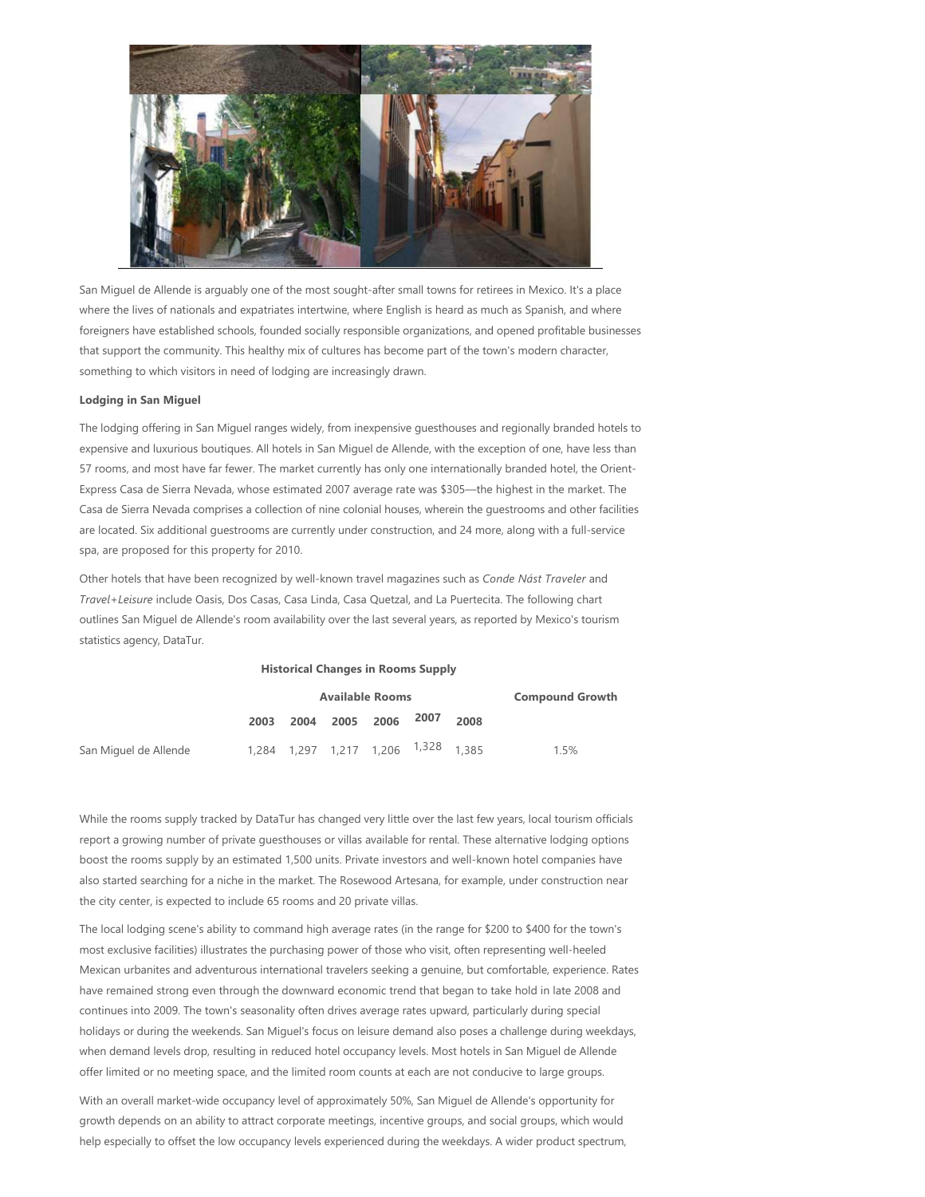San Miguel de Allende is arguably one of the most sought-after small towns for retirees in Mexico. It's a place where the lives of nationals and expatriates intertwine, where English is heard as much as Spanish, and where foreigners have established schools, founded socially responsible organizations, and opened profitable businesses that support the community. This healthy mix of cultures has become part of the town's modern character, something to which visitors in need of lodging are increasingly drawn.

**Lodging in San Miguel**

The lodging offering in San Miguel ranges widely, from inexpensive guesthouses and regionally branded hotels to expensive and luxurious boutiques. All hotels in San Miguel de Allende, with the exception of one, have less than 57 rooms, and most have far fewer. The market currently has only one internationally branded hotel, the Orient-Express Casa de Sierra Nevada, whose estimated 2007 average rate was $305—the highest in the market. The Casa de Sierra Nevada comprises a collection of nine colonial houses, wherein the guestrooms and other facilities are located. Six additional guestrooms are currently under construction, and 24 more, along with a full-service spa, are proposed for this property for 2010.

Other hotels that have been recognized by well-known travel magazines such as *Conde Nást Traveler* and *Travel+Leisure* include Oasis, Dos Casas, Casa Linda, Casa Quetzal, and La Puertecita. The following chart outlines San Miguel de Allende's room availability over the last several years, as reported by Mexico's tourism statistics agency, DataTur.

**Historical Changes in Rooms Supply**

| | Available Rooms | | | | | | Compound Growth |
|---|---|---|---|---|---|---|---|
| | 2003 | 2004 | 2005 | 2006 | 2007 | 2008 | |
| San Miguel de Allende | 1,284 | 1,297 | 1,217 | 1,206 | 1,328 | 1,385 | 1.5% |

While the rooms supply tracked by DataTur has changed very little over the last few years, local tourism officials report a growing number of private guesthouses or villas available for rental. These alternative lodging options boost the rooms supply by an estimated 1,500 units. Private investors and well-known hotel companies have also started searching for a niche in the market. The Rosewood Artesana, for example, under construction near the city center, is expected to include 65 rooms and 20 private villas.

The local lodging scene's ability to command high average rates (in the range for $200 to $400 for the town's most exclusive facilities) illustrates the purchasing power of those who visit, often representing well-heeled Mexican urbanites and adventurous international travelers seeking a genuine, but comfortable, experience. Rates have remained strong even through the downward economic trend that began to take hold in late 2008 and continues into 2009. The town's seasonality often drives average rates upward, particularly during special holidays or during the weekends. San Miguel's focus on leisure demand also poses a challenge during weekdays, when demand levels drop, resulting in reduced hotel occupancy levels. Most hotels in San Miguel de Allende offer limited or no meeting space, and the limited room counts at each are not conducive to large groups.

With an overall market-wide occupancy level of approximately 50%, San Miguel de Allende's opportunity for growth depends on an ability to attract corporate meetings, incentive groups, and social groups, which would help especially to offset the low occupancy levels experienced during the weekdays. A wider product spectrum,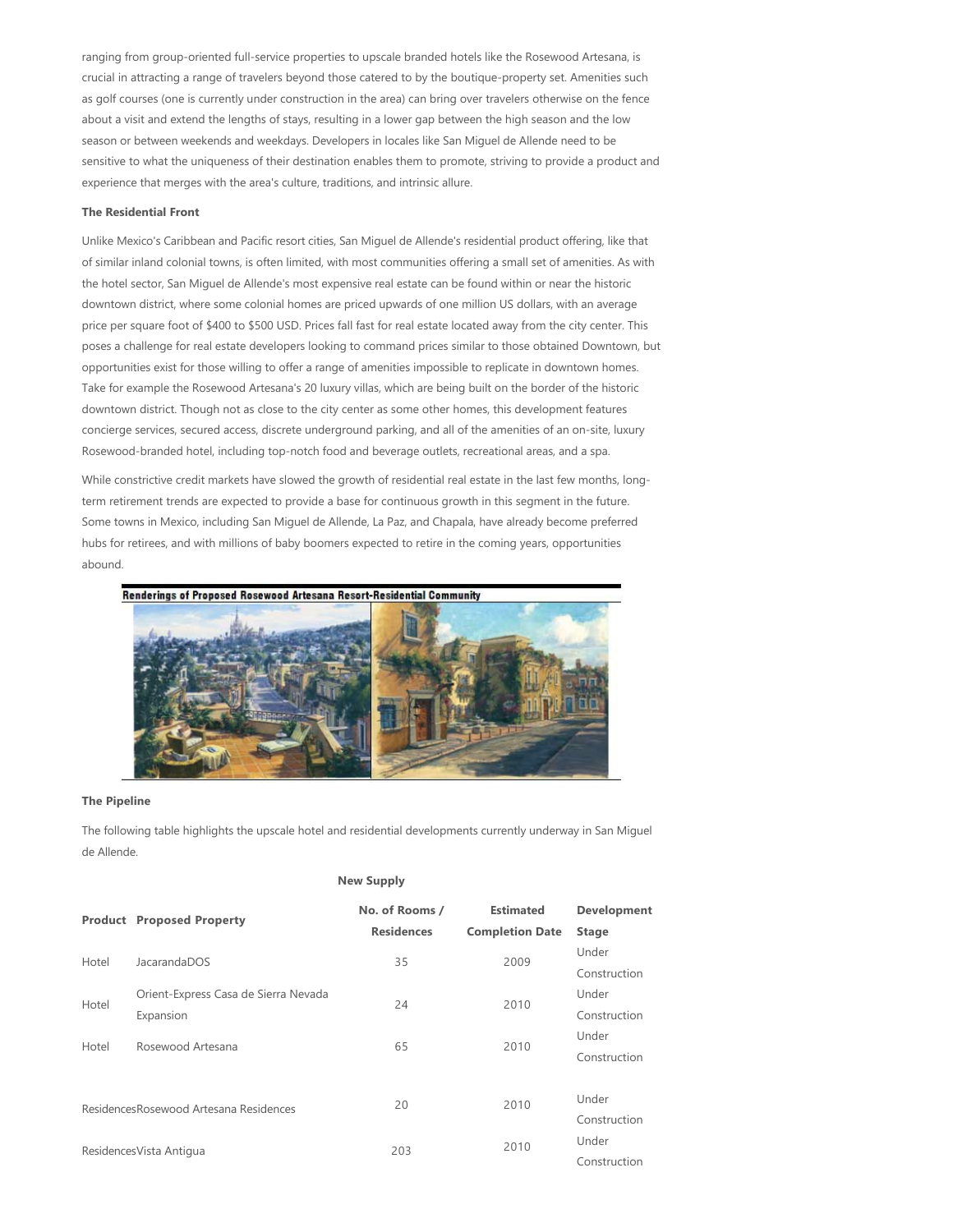ranging from group-oriented full-service properties to upscale branded hotels like the Rosewood Artesana, is crucial in attracting a range of travelers beyond those catered to by the boutique-property set. Amenities such as golf courses (one is currently under construction in the area) can bring over travelers otherwise on the fence about a visit and extend the lengths of stays, resulting in a lower gap between the high season and the low season or between weekends and weekdays. Developers in locales like San Miguel de Allende need to be sensitive to what the uniqueness of their destination enables them to promote, striving to provide a product and experience that merges with the area's culture, traditions, and intrinsic allure.

**The Residential Front**

Unlike Mexico's Caribbean and Pacific resort cities, San Miguel de Allende's residential product offering, like that of similar inland colonial towns, is often limited, with most communities offering a small set of amenities. As with the hotel sector, San Miguel de Allende's most expensive real estate can be found within or near the historic downtown district, where some colonial homes are priced upwards of one million US dollars, with an average price per square foot of $400 to $500 USD. Prices fall fast for real estate located away from the city center. This poses a challenge for real estate developers looking to command prices similar to those obtained Downtown, but opportunities exist for those willing to offer a range of amenities impossible to replicate in downtown homes. Take for example the Rosewood Artesana's 20 luxury villas, which are being built on the border of the historic downtown district. Though not as close to the city center as some other homes, this development features concierge services, secured access, discrete underground parking, and all of the amenities of an on-site, luxury Rosewood-branded hotel, including top-notch food and beverage outlets, recreational areas, and a spa.

While constrictive credit markets have slowed the growth of residential real estate in the last few months, long-term retirement trends are expected to provide a base for continuous growth in this segment in the future. Some towns in Mexico, including San Miguel de Allende, La Paz, and Chapala, have already become preferred hubs for retirees, and with millions of baby boomers expected to retire in the coming years, opportunities abound.

Renderings of Proposed Rosewood Artesana Resort-Residential Community

**The Pipeline**

The following table highlights the upscale hotel and residential developments currently underway in San Miguel de Allende.

**New Supply**

| Product | Proposed Property | No. of Rooms / Residences | Estimated Completion Date | Development Stage |
|---|---|---|---|---|
| Hotel | JacarandaDOS | 35 | 2009 | Under Construction |
| Hotel | Orient-Express Casa de Sierra Nevada Expansion | 24 | 2010 | Under Construction |
| Hotel | Rosewood Artesana | 65 | 2010 | Under Construction |
| Residences | Rosewood Artesana Residences | 20 | 2010 | Under Construction |
| Residences | Vista Antigua | 203 | 2010 | Under Construction |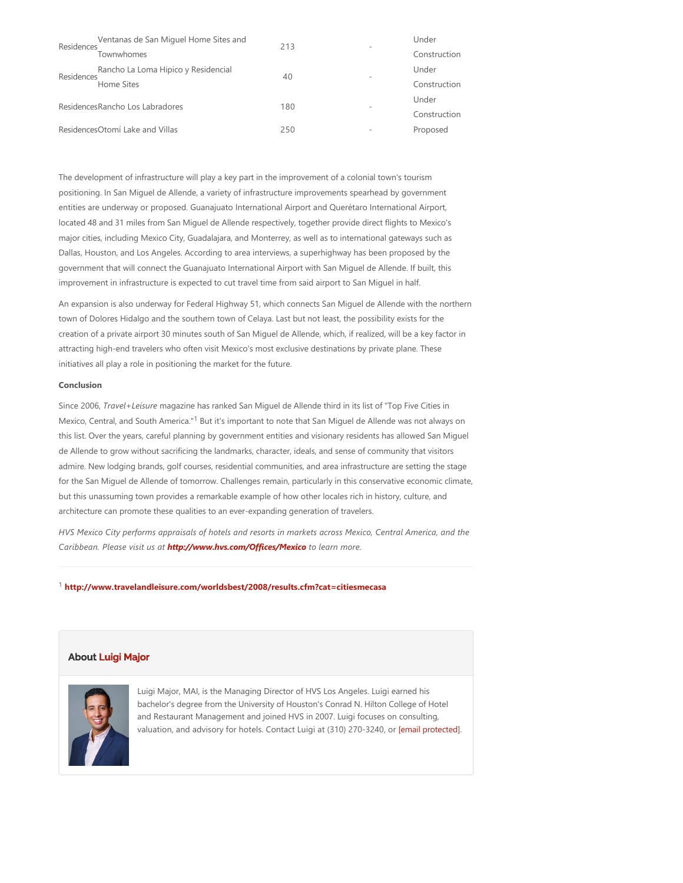| | | | | |
|---|---|---|---|---|
| Residences | Ventanas de San Miguel Home Sites and Townwhomes | 213 | - | Under Construction |
| Residences | Rancho La Loma Hipico y Residencial Home Sites | 40 | - | Under Construction |
| Residences | Rancho Los Labradores | 180 | - | Under Construction |
| Residences | Otomí Lake and Villas | 250 | - | Proposed |

The development of infrastructure will play a key part in the improvement of a colonial town's tourism positioning. In San Miguel de Allende, a variety of infrastructure improvements spearhead by government entities are underway or proposed. Guanajuato International Airport and Querétaro International Airport, located 48 and 31 miles from San Miguel de Allende respectively, together provide direct flights to Mexico's major cities, including Mexico City, Guadalajara, and Monterrey, as well as to international gateways such as Dallas, Houston, and Los Angeles. According to area interviews, a superhighway has been proposed by the government that will connect the Guanajuato International Airport with San Miguel de Allende. If built, this improvement in infrastructure is expected to cut travel time from said airport to San Miguel in half.

An expansion is also underway for Federal Highway 51, which connects San Miguel de Allende with the northern town of Dolores Hidalgo and the southern town of Celaya. Last but not least, the possibility exists for the creation of a private airport 30 minutes south of San Miguel de Allende, which, if realized, will be a key factor in attracting high-end travelers who often visit Mexico's most exclusive destinations by private plane. These initiatives all play a role in positioning the market for the future.

**Conclusion**

Since 2006, *Travel+Leisure* magazine has ranked San Miguel de Allende third in its list of "Top Five Cities in Mexico, Central, and South America."[1] But it's important to note that San Miguel de Allende was not always on this list. Over the years, careful planning by government entities and visionary residents has allowed San Miguel de Allende to grow without sacrificing the landmarks, character, ideals, and sense of community that visitors admire. New lodging brands, golf courses, residential communities, and area infrastructure are setting the stage for the San Miguel de Allende of tomorrow. Challenges remain, particularly in this conservative economic climate, but this unassuming town provides a remarkable example of how other locales rich in history, culture, and architecture can promote these qualities to an ever-expanding generation of travelers.

*HVS Mexico City performs appraisals of hotels and resorts in markets across Mexico, Central America, and the Caribbean. Please visit us at* ***http://www.hvs.com/Offices/Mexico*** *to learn more.*

---

[1] **http://www.travelandleisure.com/worldsbest/2008/results.cfm?cat=citiesmecasa**

### About Luigi Major

Luigi Major, MAI, is the Managing Director of HVS Los Angeles. Luigi earned his bachelor's degree from the University of Houston's Conrad N. Hilton College of Hotel and Restaurant Management and joined HVS in 2007. Luigi focuses on consulting, valuation, and advisory for hotels. Contact Luigi at (310) 270-3240, or [email protected].